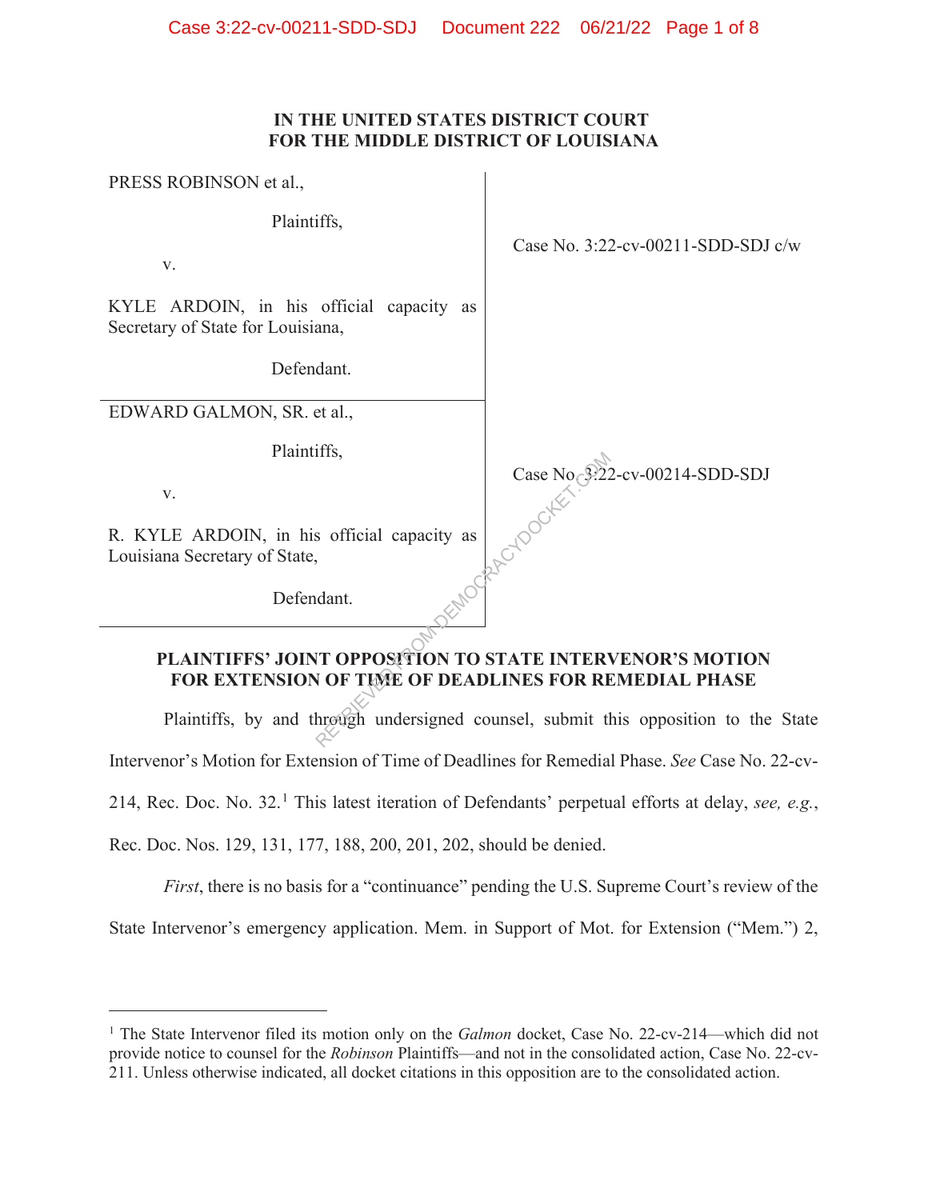**IN THE UNITED STATES DISTRICT COURT**
**FOR THE MIDDLE DISTRICT OF LOUISIANA**

| | |
|---|---|
| PRESS ROBINSON et al.,<br><br>Plaintiffs,<br><br>v.<br><br>KYLE ARDOIN, in his official capacity as Secretary of State for Louisiana,<br><br>Defendant. | Case No. 3:22-cv-00211-SDD-SDJ c/w |
| EDWARD GALMON, SR. et al.,<br><br>Plaintiffs,<br><br>v.<br><br>R. KYLE ARDOIN, in his official capacity as Louisiana Secretary of State,<br><br>Defendant. | Case No. 3:22-cv-00214-SDD-SDJ |

## PLAINTIFFS' JOINT OPPOSITION TO STATE INTERVENOR'S MOTION FOR EXTENSION OF TIME OF DEADLINES FOR REMEDIAL PHASE

Plaintiffs, by and through undersigned counsel, submit this opposition to the State Intervenor's Motion for Extension of Time of Deadlines for Remedial Phase. *See* Case No. 22-cv-214, Rec. Doc. No. 32.[1] This latest iteration of Defendants' perpetual efforts at delay, *see, e.g.*, Rec. Doc. Nos. 129, 131, 177, 188, 200, 201, 202, should be denied.

*First*, there is no basis for a "continuance" pending the U.S. Supreme Court's review of the State Intervenor's emergency application. Mem. in Support of Mot. for Extension ("Mem.") 2,

[1] The State Intervenor filed its motion only on the *Galmon* docket, Case No. 22-cv-214—which did not provide notice to counsel for the *Robinson* Plaintiffs—and not in the consolidated action, Case No. 22-cv-211. Unless otherwise indicated, all docket citations in this opposition are to the consolidated action.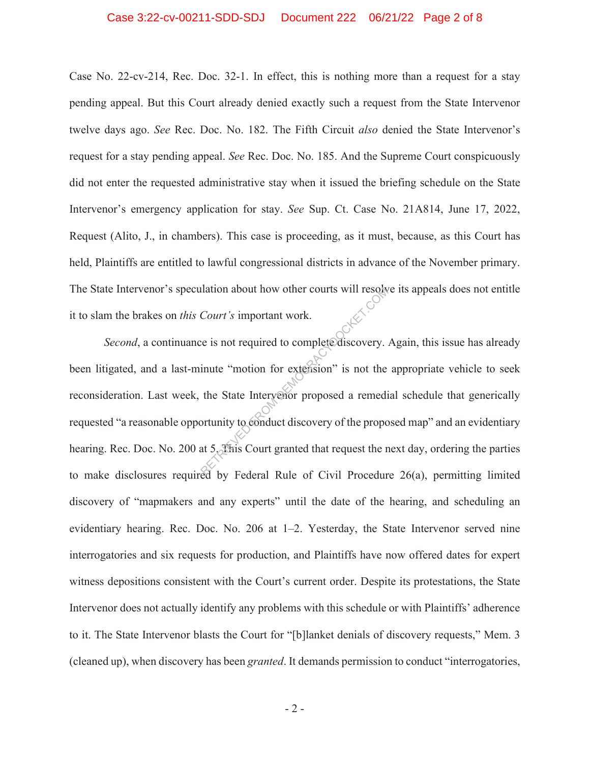Case No. 22-cv-214, Rec. Doc. 32-1. In effect, this is nothing more than a request for a stay pending appeal. But this Court already denied exactly such a request from the State Intervenor twelve days ago. *See* Rec. Doc. No. 182. The Fifth Circuit *also* denied the State Intervenor's request for a stay pending appeal. *See* Rec. Doc. No. 185. And the Supreme Court conspicuously did not enter the requested administrative stay when it issued the briefing schedule on the State Intervenor's emergency application for stay. *See* Sup. Ct. Case No. 21A814, June 17, 2022, Request (Alito, J., in chambers). This case is proceeding, as it must, because, as this Court has held, Plaintiffs are entitled to lawful congressional districts in advance of the November primary. The State Intervenor's speculation about how other courts will resolve its appeals does not entitle it to slam the brakes on *this Court's* important work.

*Second*, a continuance is not required to complete discovery. Again, this issue has already been litigated, and a last-minute "motion for extension" is not the appropriate vehicle to seek reconsideration. Last week, the State Intervenor proposed a remedial schedule that generically requested "a reasonable opportunity to conduct discovery of the proposed map" and an evidentiary hearing. Rec. Doc. No. 200 at 5. This Court granted that request the next day, ordering the parties to make disclosures required by Federal Rule of Civil Procedure 26(a), permitting limited discovery of "mapmakers and any experts" until the date of the hearing, and scheduling an evidentiary hearing. Rec. Doc. No. 206 at 1–2. Yesterday, the State Intervenor served nine interrogatories and six requests for production, and Plaintiffs have now offered dates for expert witness depositions consistent with the Court's current order. Despite its protestations, the State Intervenor does not actually identify any problems with this schedule or with Plaintiffs' adherence to it. The State Intervenor blasts the Court for "[b]lanket denials of discovery requests," Mem. 3 (cleaned up), when discovery has been *granted*. It demands permission to conduct "interrogatories,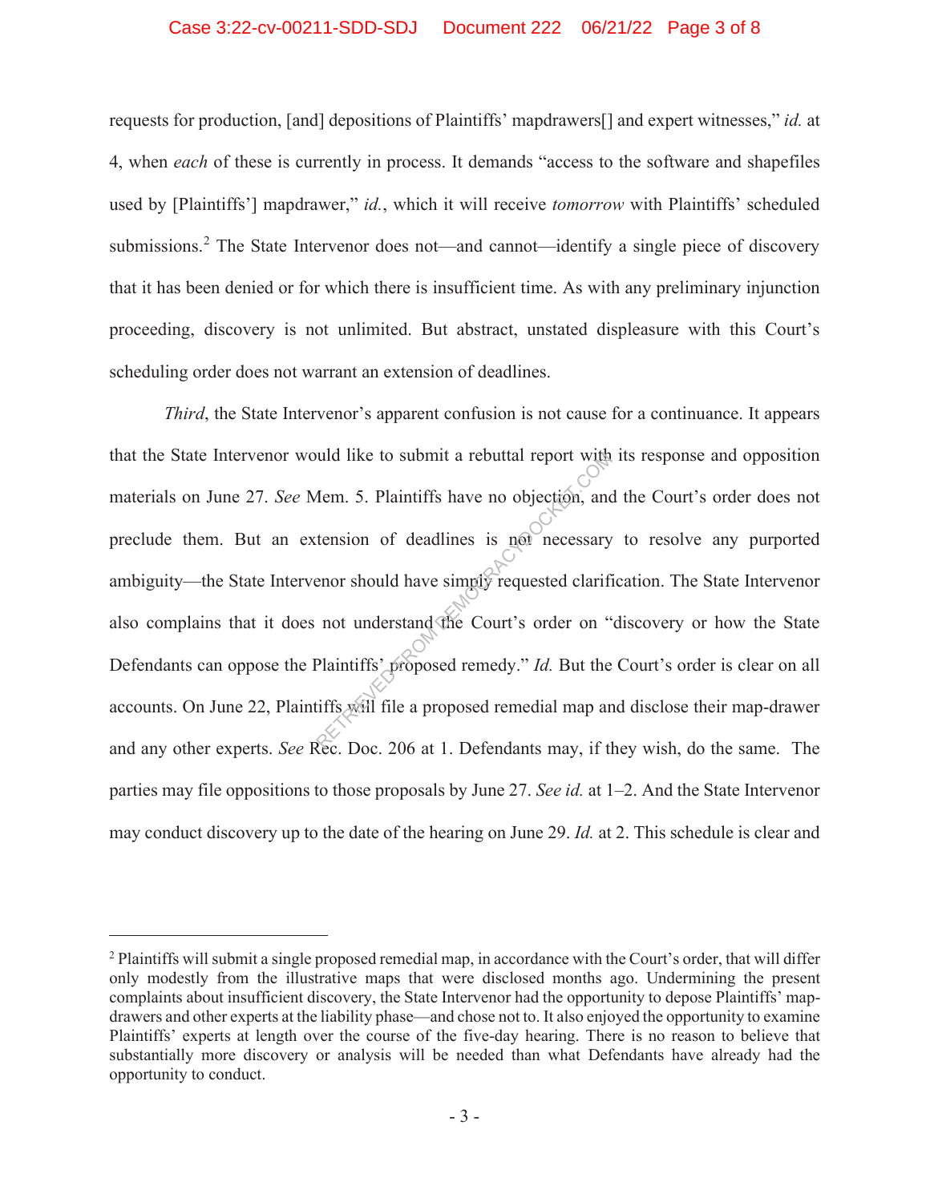requests for production, [and] depositions of Plaintiffs' mapdrawers[] and expert witnesses," *id.* at 4, when *each* of these is currently in process. It demands "access to the software and shapefiles used by [Plaintiffs'] mapdrawer," *id.*, which it will receive *tomorrow* with Plaintiffs' scheduled submissions.[2] The State Intervenor does not—and cannot—identify a single piece of discovery that it has been denied or for which there is insufficient time. As with any preliminary injunction proceeding, discovery is not unlimited. But abstract, unstated displeasure with this Court's scheduling order does not warrant an extension of deadlines.

*Third*, the State Intervenor's apparent confusion is not cause for a continuance. It appears that the State Intervenor would like to submit a rebuttal report with its response and opposition materials on June 27. *See* Mem. 5. Plaintiffs have no objection, and the Court's order does not preclude them. But an extension of deadlines is not necessary to resolve any purported ambiguity—the State Intervenor should have simply requested clarification. The State Intervenor also complains that it does not understand the Court's order on "discovery or how the State Defendants can oppose the Plaintiffs' proposed remedy." *Id.* But the Court's order is clear on all accounts. On June 22, Plaintiffs will file a proposed remedial map and disclose their map-drawer and any other experts. *See* Rec. Doc. 206 at 1. Defendants may, if they wish, do the same. The parties may file oppositions to those proposals by June 27. *See id.* at 1–2. And the State Intervenor may conduct discovery up to the date of the hearing on June 29. *Id.* at 2. This schedule is clear and

---

[2] Plaintiffs will submit a single proposed remedial map, in accordance with the Court's order, that will differ only modestly from the illustrative maps that were disclosed months ago. Undermining the present complaints about insufficient discovery, the State Intervenor had the opportunity to depose Plaintiffs' map-drawers and other experts at the liability phase—and chose not to. It also enjoyed the opportunity to examine Plaintiffs' experts at length over the course of the five-day hearing. There is no reason to believe that substantially more discovery or analysis will be needed than what Defendants have already had the opportunity to conduct.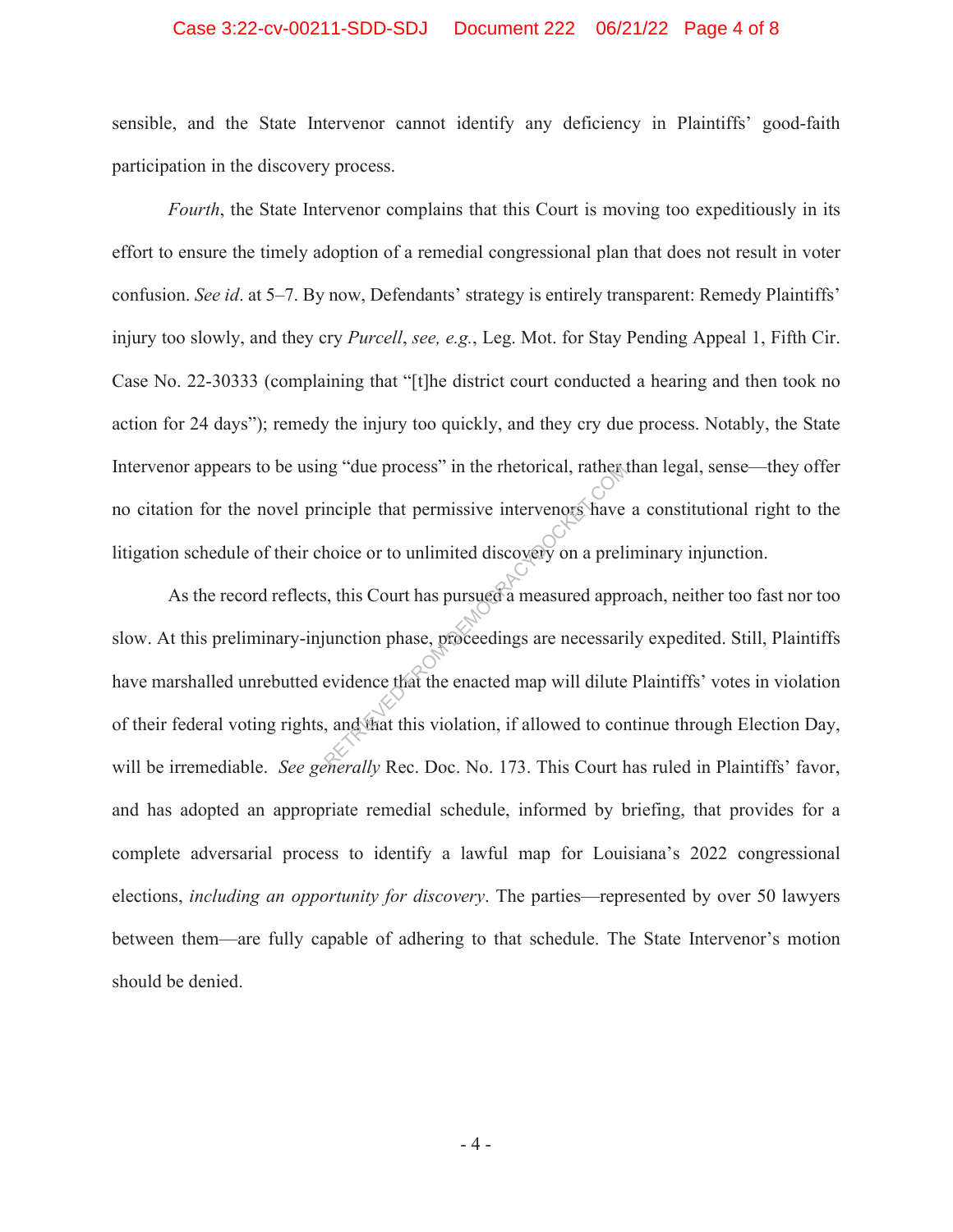sensible, and the State Intervenor cannot identify any deficiency in Plaintiffs' good-faith participation in the discovery process.

*Fourth*, the State Intervenor complains that this Court is moving too expeditiously in its effort to ensure the timely adoption of a remedial congressional plan that does not result in voter confusion. *See id*. at 5–7. By now, Defendants' strategy is entirely transparent: Remedy Plaintiffs' injury too slowly, and they cry *Purcell*, *see, e.g.*, Leg. Mot. for Stay Pending Appeal 1, Fifth Cir. Case No. 22-30333 (complaining that "[t]he district court conducted a hearing and then took no action for 24 days"); remedy the injury too quickly, and they cry due process. Notably, the State Intervenor appears to be using "due process" in the rhetorical, rather than legal, sense—they offer no citation for the novel principle that permissive intervenors have a constitutional right to the litigation schedule of their choice or to unlimited discovery on a preliminary injunction.

As the record reflects, this Court has pursued a measured approach, neither too fast nor too slow. At this preliminary-injunction phase, proceedings are necessarily expedited. Still, Plaintiffs have marshalled unrebutted evidence that the enacted map will dilute Plaintiffs' votes in violation of their federal voting rights, and that this violation, if allowed to continue through Election Day, will be irremediable. *See generally* Rec. Doc. No. 173. This Court has ruled in Plaintiffs' favor, and has adopted an appropriate remedial schedule, informed by briefing, that provides for a complete adversarial process to identify a lawful map for Louisiana's 2022 congressional elections, *including an opportunity for discovery*. The parties—represented by over 50 lawyers between them—are fully capable of adhering to that schedule. The State Intervenor's motion should be denied.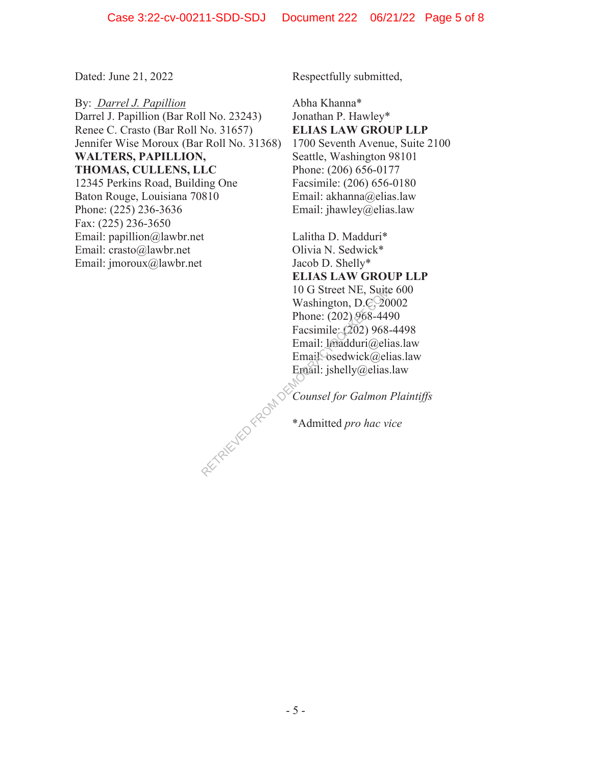Dated: June 21, 2022

By: *Darrel J. Papillion*
Darrel J. Papillion (Bar Roll No. 23243)
Renee C. Crasto (Bar Roll No. 31657)
Jennifer Wise Moroux (Bar Roll No. 31368)
**WALTERS, PAPILLION,**
**THOMAS, CULLENS, LLC**
12345 Perkins Road, Building One
Baton Rouge, Louisiana 70810
Phone: (225) 236-3636
Fax: (225) 236-3650
Email: papillion@lawbr.net
Email: crasto@lawbr.net
Email: jmoroux@lawbr.net

Respectfully submitted,

Abha Khanna*
Jonathan P. Hawley*
**ELIAS LAW GROUP LLP**
1700 Seventh Avenue, Suite 2100
Seattle, Washington 98101
Phone: (206) 656-0177
Facsimile: (206) 656-0180
Email: akhanna@elias.law
Email: jhawley@elias.law

Lalitha D. Madduri*
Olivia N. Sedwick*
Jacob D. Shelly*
**ELIAS LAW GROUP LLP**
10 G Street NE, Suite 600
Washington, D.C. 20002
Phone: (202) 968-4490
Facsimile: (202) 968-4498
Email: lmadduri@elias.law
Email: osedwick@elias.law
Email: jshelly@elias.law

*Counsel for Galmon Plaintiffs*

*Admitted *pro hac vice*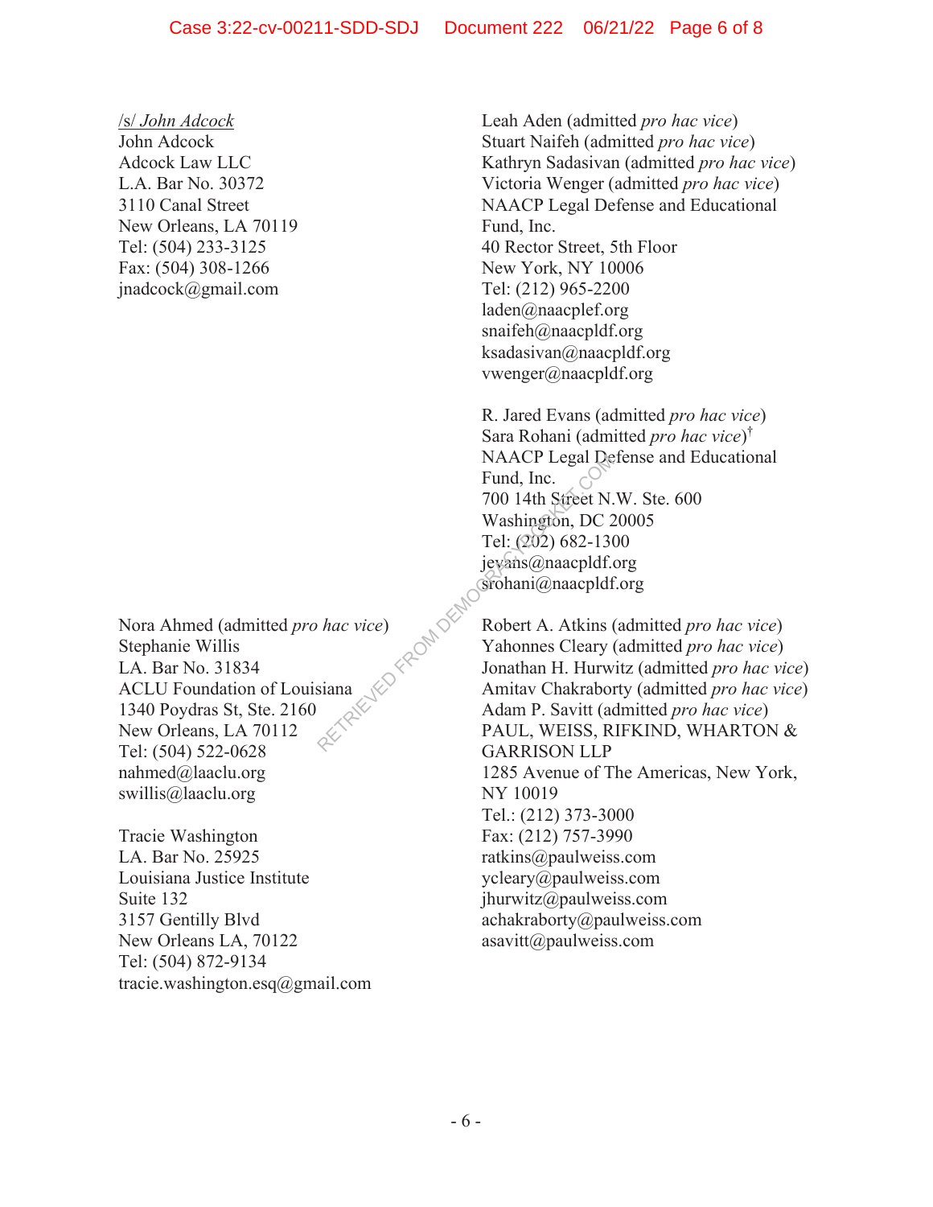/s/ *John Adcock*
John Adcock
Adcock Law LLC
L.A. Bar No. 30372
3110 Canal Street
New Orleans, LA 70119
Tel: (504) 233-3125
Fax: (504) 308-1266
jnadcock@gmail.com

Leah Aden (admitted *pro hac vice*)
Stuart Naifeh (admitted *pro hac vice*)
Kathryn Sadasivan (admitted *pro hac vice*)
Victoria Wenger (admitted *pro hac vice*)
NAACP Legal Defense and Educational Fund, Inc.
40 Rector Street, 5th Floor
New York, NY 10006
Tel: (212) 965-2200
laden@naacplef.org
snaifeh@naacpldf.org
ksadasivan@naacpldf.org
vwenger@naacpldf.org

R. Jared Evans (admitted *pro hac vice*)
Sara Rohani (admitted *pro hac vice*)[†]
NAACP Legal Defense and Educational Fund, Inc.
700 14th Street N.W. Ste. 600
Washington, DC 20005
Tel: (202) 682-1300
jevans@naacpldf.org
srohani@naacpldf.org

Nora Ahmed (admitted *pro hac vice*)
Stephanie Willis
LA. Bar No. 31834
ACLU Foundation of Louisiana
1340 Poydras St, Ste. 2160
New Orleans, LA 70112
Tel: (504) 522-0628
nahmed@laaclu.org
swillis@laaclu.org

Tracie Washington
LA. Bar No. 25925
Louisiana Justice Institute
Suite 132
3157 Gentilly Blvd
New Orleans LA, 70122
Tel: (504) 872-9134
tracie.washington.esq@gmail.com

Robert A. Atkins (admitted *pro hac vice*)
Yahonnes Cleary (admitted *pro hac vice*)
Jonathan H. Hurwitz (admitted *pro hac vice*)
Amitav Chakraborty (admitted *pro hac vice*)
Adam P. Savitt (admitted *pro hac vice*)
PAUL, WEISS, RIFKIND, WHARTON & GARRISON LLP
1285 Avenue of The Americas, New York, NY 10019
Tel.: (212) 373-3000
Fax: (212) 757-3990
ratkins@paulweiss.com
ycleary@paulweiss.com
jhurwitz@paulweiss.com
achakraborty@paulweiss.com
asavitt@paulweiss.com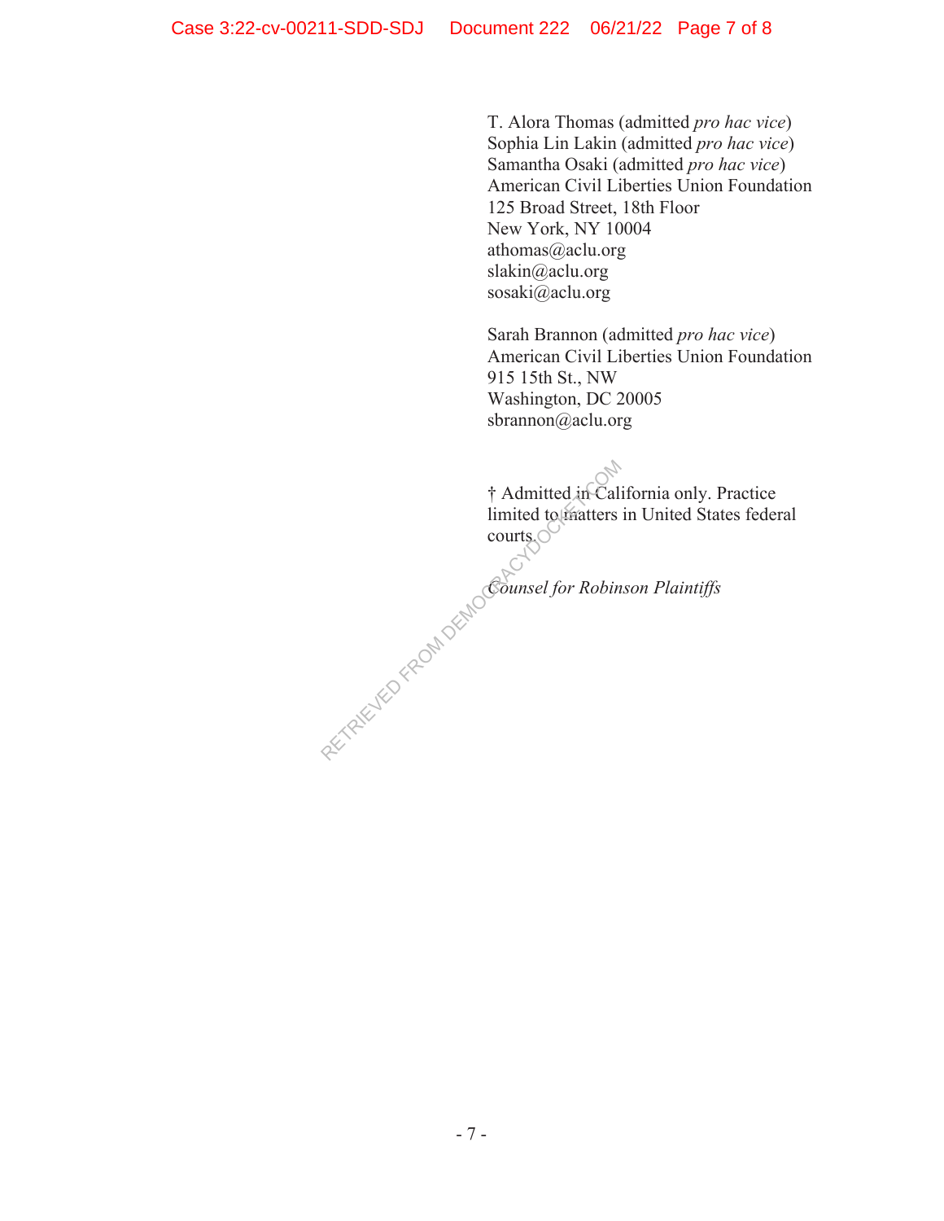T. Alora Thomas (admitted *pro hac vice*)
Sophia Lin Lakin (admitted *pro hac vice*)
Samantha Osaki (admitted *pro hac vice*)
American Civil Liberties Union Foundation
125 Broad Street, 18th Floor
New York, NY 10004
athomas@aclu.org
slakin@aclu.org
sosaki@aclu.org

Sarah Brannon (admitted *pro hac vice*)
American Civil Liberties Union Foundation
915 15th St., NW
Washington, DC 20005
sbrannon@aclu.org

† Admitted in California only. Practice limited to matters in United States federal courts.

*Counsel for Robinson Plaintiffs*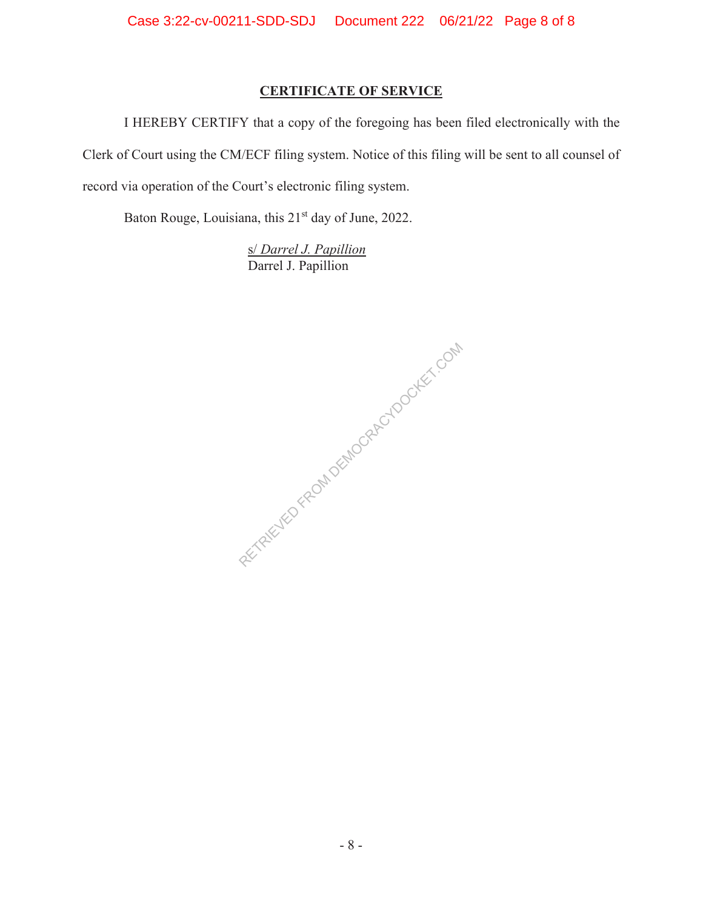## CERTIFICATE OF SERVICE

I HEREBY CERTIFY that a copy of the foregoing has been filed electronically with the Clerk of Court using the CM/ECF filing system. Notice of this filing will be sent to all counsel of record via operation of the Court's electronic filing system.

Baton Rouge, Louisiana, this 21st day of June, 2022.

s/ *Darrel J. Papillion*
Darrel J. Papillion